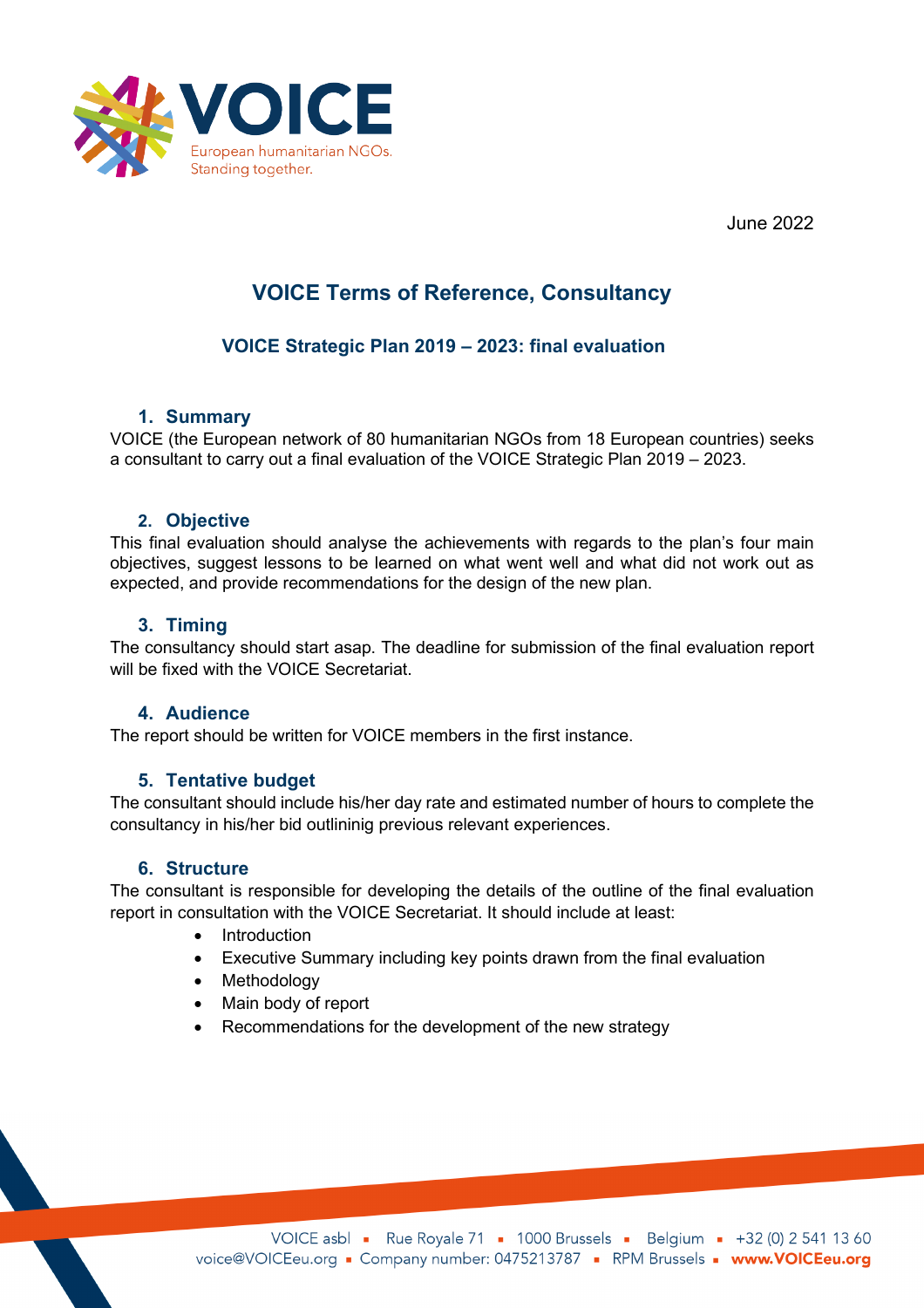June 2022

# VOICE Terms of Reference, Consultancy

## VOICE Strategic Plan 2019 – 2023: final evaluation

### 1. Summary

VOICE (the European network of 80 humanitarian NGOs from 18 European countries) seeks a consultant to carry out a final evaluation of the VOICE Strategic Plan 2019 – 2023.

### 2. Objective

This final evaluation should analyse the achievements with regards to the plan's four main objectives, suggest lessons to be learned on what went well and what did not work out as expected, and provide recommendations for the design of the new plan.

### 3. Timing

The consultancy should start asap. The deadline for submission of the final evaluation report will be fixed with the VOICE Secretariat.

### 4. Audience

The report should be written for VOICE members in the first instance.

### 5. Tentative budget

The consultant should include his/her day rate and estimated number of hours to complete the consultancy in his/her bid outlininig previous relevant experiences.

### 6. Structure

The consultant is responsible for developing the details of the outline of the final evaluation report in consultation with the VOICE Secretariat. It should include at least:

- Introduction
- Executive Summary including key points drawn from the final evaluation
- Methodology
- Main body of report
- Recommendations for the development of the new strategy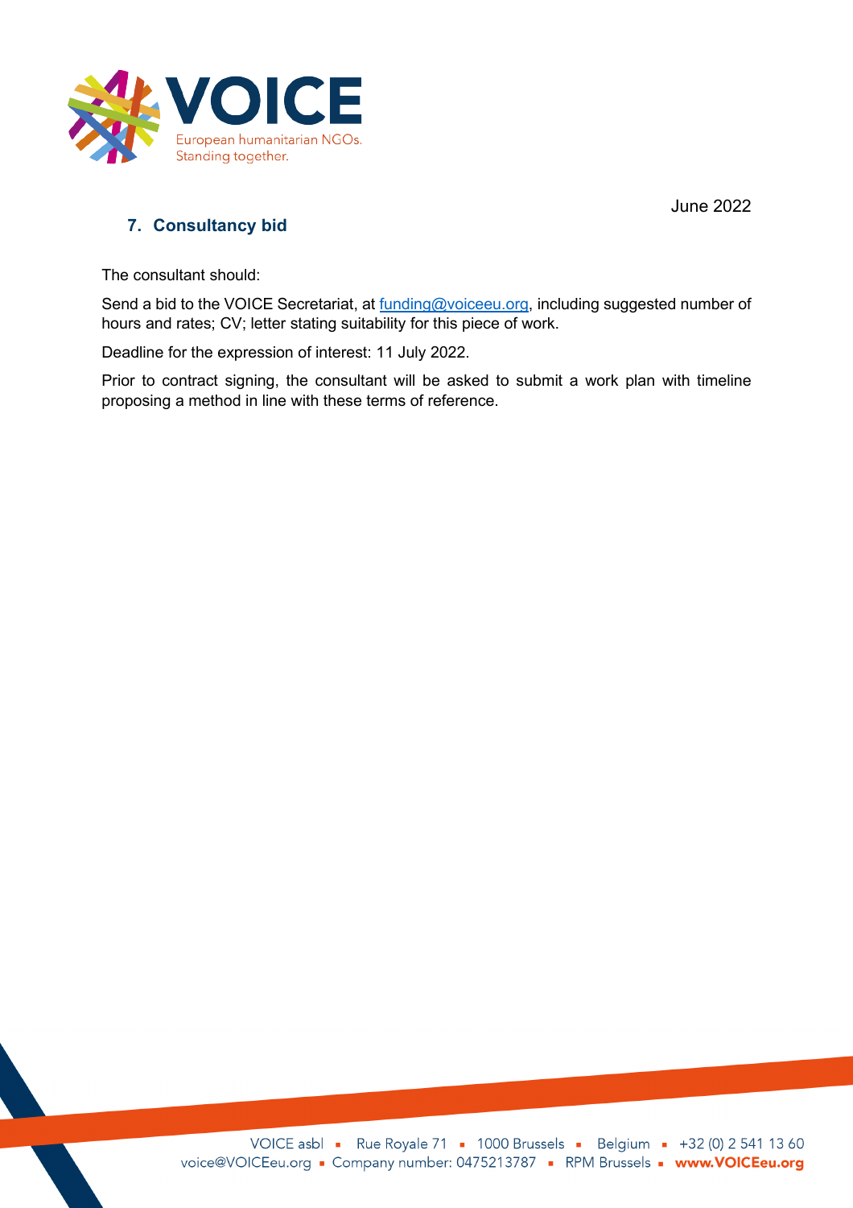June 2022

## 7. Consultancy bid

The consultant should:

Send a bid to the VOICE Secretariat, at funding@voiceeu.org, including suggested number of hours and rates; CV; letter stating suitability for this piece of work.

Deadline for the expression of interest: 11 July 2022.

Prior to contract signing, the consultant will be asked to submit a work plan with timeline proposing a method in line with these terms of reference.